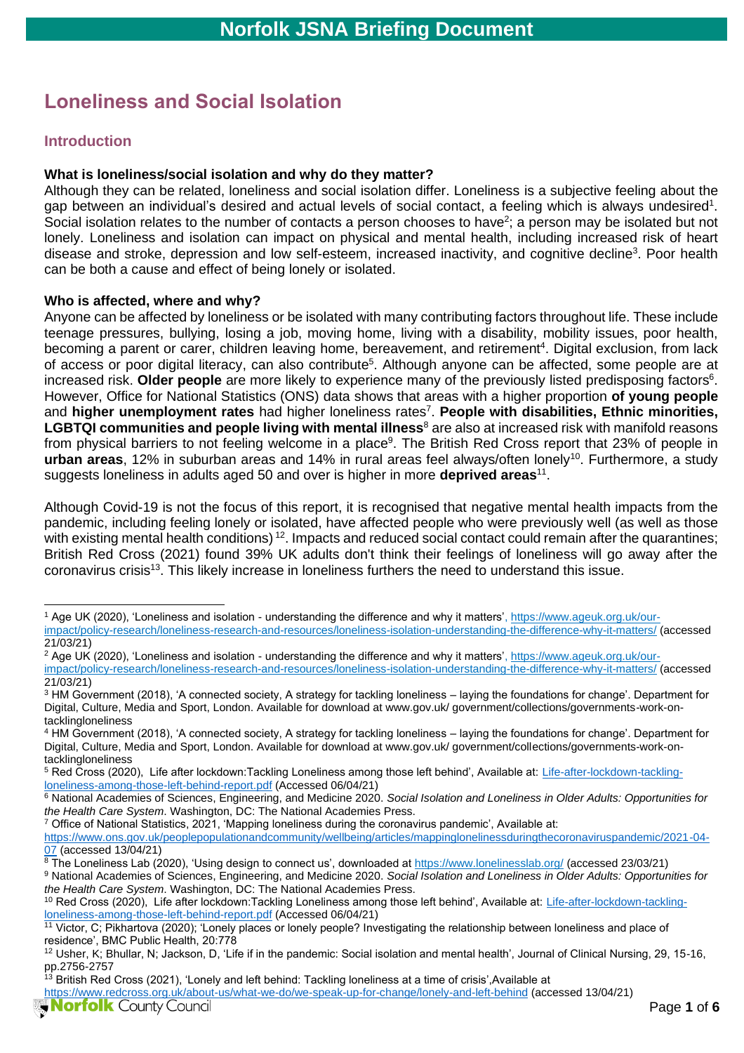# Norfolk JSNA Briefing Document

## Loneliness and Social Isolation

### Introduction

**What is loneliness/social isolation and why do they matter?**

Although they can be related, loneliness and social isolation differ. Loneliness is a subjective feeling about the gap between an individual's desired and actual levels of social contact, a feeling which is always undesired[1]. Social isolation relates to the number of contacts a person chooses to have[2]; a person may be isolated but not lonely. Loneliness and isolation can impact on physical and mental health, including increased risk of heart disease and stroke, depression and low self-esteem, increased inactivity, and cognitive decline[3]. Poor health can be both a cause and effect of being lonely or isolated.

**Who is affected, where and why?**

Anyone can be affected by loneliness or be isolated with many contributing factors throughout life. These include teenage pressures, bullying, losing a job, moving home, living with a disability, mobility issues, poor health, becoming a parent or carer, children leaving home, bereavement, and retirement[4]. Digital exclusion, from lack of access or poor digital literacy, can also contribute[5]. Although anyone can be affected, some people are at increased risk. **Older people** are more likely to experience many of the previously listed predisposing factors[6]. However, Office for National Statistics (ONS) data shows that areas with a higher proportion **of young people** and **higher unemployment rates** had higher loneliness rates[7]. **People with disabilities, Ethnic minorities, LGBTQI communities and people living with mental illness**[8] are also at increased risk with manifold reasons from physical barriers to not feeling welcome in a place[9]. The British Red Cross report that 23% of people in **urban areas**, 12% in suburban areas and 14% in rural areas feel always/often lonely[10]. Furthermore, a study suggests loneliness in adults aged 50 and over is higher in more **deprived areas**[11].

Although Covid-19 is not the focus of this report, it is recognised that negative mental health impacts from the pandemic, including feeling lonely or isolated, have affected people who were previously well (as well as those with existing mental health conditions)[12]. Impacts and reduced social contact could remain after the quarantines; British Red Cross (2021) found 39% UK adults don't think their feelings of loneliness will go away after the coronavirus crisis[13]. This likely increase in loneliness furthers the need to understand this issue.

---

[1] Age UK (2020), 'Loneliness and isolation - understanding the difference and why it matters', https://www.ageuk.org.uk/our-impact/policy-research/loneliness-research-and-resources/loneliness-isolation-understanding-the-difference-why-it-matters/ (accessed 21/03/21)

[2] Age UK (2020), 'Loneliness and isolation - understanding the difference and why it matters', https://www.ageuk.org.uk/our-impact/policy-research/loneliness-research-and-resources/loneliness-isolation-understanding-the-difference-why-it-matters/ (accessed 21/03/21)

[3] HM Government (2018), 'A connected society, A strategy for tackling loneliness – laying the foundations for change'. Department for Digital, Culture, Media and Sport, London. Available for download at www.gov.uk/ government/collections/governments-work-on-tacklingloneliness

[4] HM Government (2018), 'A connected society, A strategy for tackling loneliness – laying the foundations for change'. Department for Digital, Culture, Media and Sport, London. Available for download at www.gov.uk/ government/collections/governments-work-on-tacklingloneliness

[5] Red Cross (2020), Life after lockdown:Tackling Loneliness among those left behind', Available at: Life-after-lockdown-tackling-loneliness-among-those-left-behind-report.pdf (Accessed 06/04/21)

[6] National Academies of Sciences, Engineering, and Medicine 2020. *Social Isolation and Loneliness in Older Adults: Opportunities for the Health Care System*. Washington, DC: The National Academies Press.

[7] Office of National Statistics, 2021, 'Mapping loneliness during the coronavirus pandemic', Available at: https://www.ons.gov.uk/peoplepopulationandcommunity/wellbeing/articles/mappinglonelinessduringthecoronaviruspandemic/2021-04-07 (accessed 13/04/21)

[8] The Loneliness Lab (2020), 'Using design to connect us', downloaded at https://www.lonelinesslab.org/ (accessed 23/03/21)

[9] National Academies of Sciences, Engineering, and Medicine 2020. *Social Isolation and Loneliness in Older Adults: Opportunities for the Health Care System*. Washington, DC: The National Academies Press.

[10] Red Cross (2020), Life after lockdown:Tackling Loneliness among those left behind', Available at: Life-after-lockdown-tackling-loneliness-among-those-left-behind-report.pdf (Accessed 06/04/21)

[11] Victor, C; Pikhartova (2020); 'Lonely places or lonely people? Investigating the relationship between loneliness and place of residence', BMC Public Health, 20:778

[12] Usher, K; Bhullar, N; Jackson, D, 'Life if in the pandemic: Social isolation and mental health', Journal of Clinical Nursing, 29, 15-16, pp.2756-2757

[13] British Red Cross (2021), 'Lonely and left behind: Tackling loneliness at a time of crisis',Available at https://www.redcross.org.uk/about-us/what-we-do/we-speak-up-for-change/lonely-and-left-behind (accessed 13/04/21)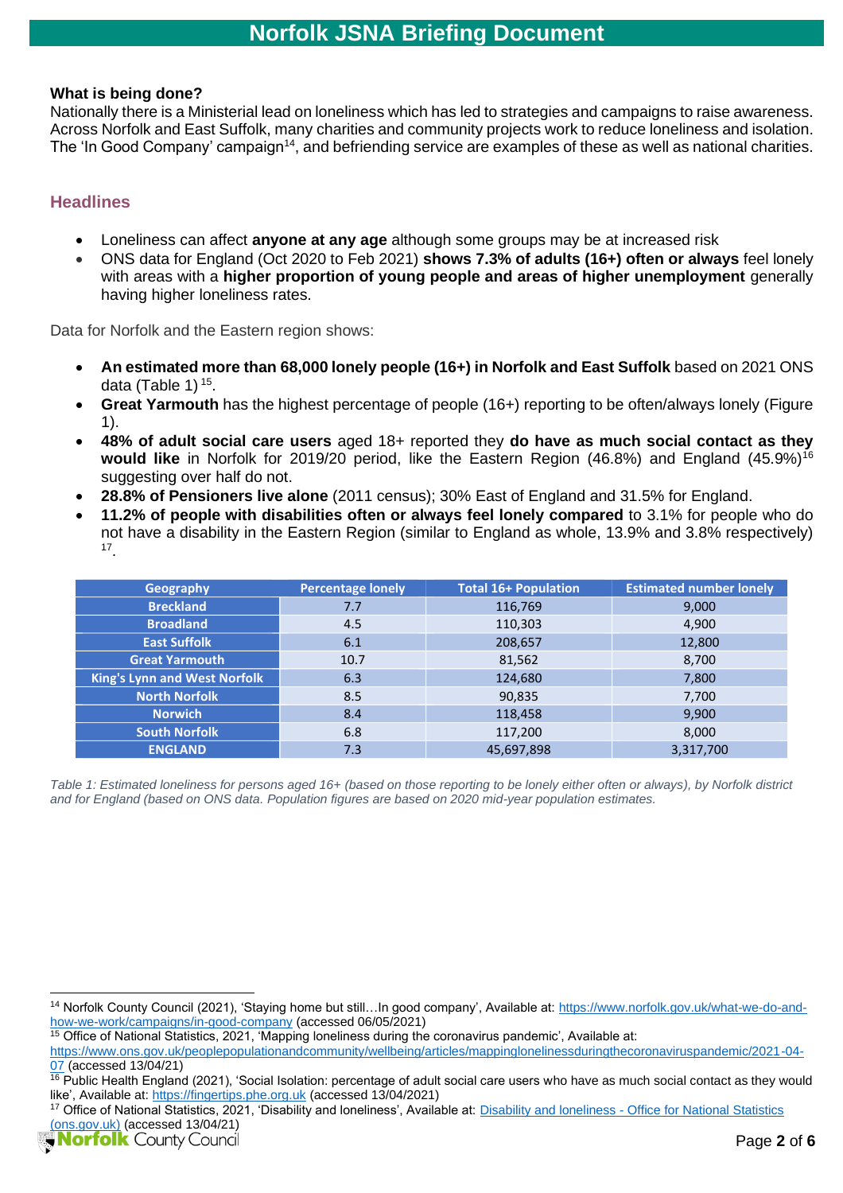**What is being done?**
Nationally there is a Ministerial lead on loneliness which has led to strategies and campaigns to raise awareness. Across Norfolk and East Suffolk, many charities and community projects work to reduce loneliness and isolation. The 'In Good Company' campaign[14], and befriending service are examples of these as well as national charities.

## Headlines

- Loneliness can affect **anyone at any age** although some groups may be at increased risk
- ONS data for England (Oct 2020 to Feb 2021) **shows 7.3% of adults (16+) often or always** feel lonely with areas with a **higher proportion of young people and areas of higher unemployment** generally having higher loneliness rates.

Data for Norfolk and the Eastern region shows:

- **An estimated more than 68,000 lonely people (16+) in Norfolk and East Suffolk** based on 2021 ONS data (Table 1)[15].
- **Great Yarmouth** has the highest percentage of people (16+) reporting to be often/always lonely (Figure 1).
- **48% of adult social care users** aged 18+ reported they **do have as much social contact as they would like** in Norfolk for 2019/20 period, like the Eastern Region (46.8%) and England (45.9%)[16] suggesting over half do not.
- **28.8% of Pensioners live alone** (2011 census); 30% East of England and 31.5% for England.
- **11.2% of people with disabilities often or always feel lonely compared** to 3.1% for people who do not have a disability in the Eastern Region (similar to England as whole, 13.9% and 3.8% respectively)[17].

| Geography | Percentage lonely | Total 16+ Population | Estimated number lonely |
|---|---|---|---|
| Breckland | 7.7 | 116,769 | 9,000 |
| Broadland | 4.5 | 110,303 | 4,900 |
| East Suffolk | 6.1 | 208,657 | 12,800 |
| Great Yarmouth | 10.7 | 81,562 | 8,700 |
| King's Lynn and West Norfolk | 6.3 | 124,680 | 7,800 |
| North Norfolk | 8.5 | 90,835 | 7,700 |
| Norwich | 8.4 | 118,458 | 9,900 |
| South Norfolk | 6.8 | 117,200 | 8,000 |
| ENGLAND | 7.3 | 45,697,898 | 3,317,700 |

*Table 1: Estimated loneliness for persons aged 16+ (based on those reporting to be lonely either often or always), by Norfolk district and for England (based on ONS data. Population figures are based on 2020 mid-year population estimates.*

---

[14] Norfolk County Council (2021), 'Staying home but still…In good company', Available at: https://www.norfolk.gov.uk/what-we-do-and-how-we-work/campaigns/in-good-company (accessed 06/05/2021)

[15] Office of National Statistics, 2021, 'Mapping loneliness during the coronavirus pandemic', Available at: https://www.ons.gov.uk/peoplepopulationandcommunity/wellbeing/articles/mappinglonelinessduringthecoronaviruspandemic/2021-04-07 (accessed 13/04/21)

[16] Public Health England (2021), 'Social Isolation: percentage of adult social care users who have as much social contact as they would like', Available at: https://fingertips.phe.org.uk (accessed 13/04/2021)

[17] Office of National Statistics, 2021, 'Disability and loneliness', Available at: Disability and loneliness - Office for National Statistics (ons.gov.uk) (accessed 13/04/21)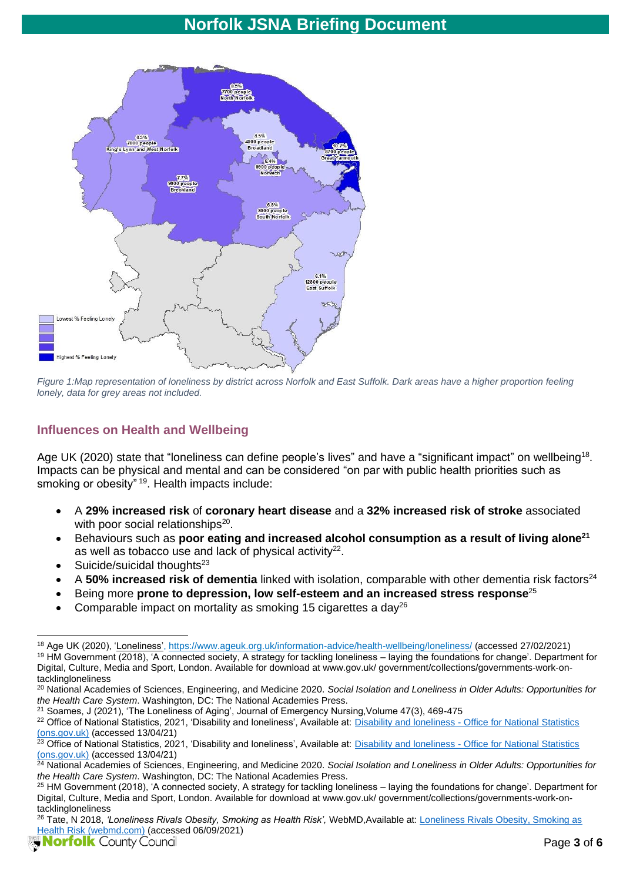*Figure 1:Map representation of loneliness by district across Norfolk and East Suffolk. Dark areas have a higher proportion feeling lonely, data for grey areas not included.*

## Influences on Health and Wellbeing

Age UK (2020) state that "loneliness can define people's lives" and have a "significant impact" on wellbeing[18]. Impacts can be physical and mental and can be considered "on par with public health priorities such as smoking or obesity"[19]. Health impacts include:

- A **29% increased risk** of **coronary heart disease** and a **32% increased risk of stroke** associated with poor social relationships[20].
- Behaviours such as **poor eating and increased alcohol consumption as a result of living alone[21]** as well as tobacco use and lack of physical activity[22].
- Suicide/suicidal thoughts[23]
- A **50% increased risk of dementia** linked with isolation, comparable with other dementia risk factors[24]
- Being more **prone to depression, low self-esteem and an increased stress response**[25]
- Comparable impact on mortality as smoking 15 cigarettes a day[26]

---

[18] Age UK (2020), 'Loneliness', https://www.ageuk.org.uk/information-advice/health-wellbeing/loneliness/ (accessed 27/02/2021)

[19] HM Government (2018), 'A connected society, A strategy for tackling loneliness – laying the foundations for change'. Department for Digital, Culture, Media and Sport, London. Available for download at www.gov.uk/ government/collections/governments-work-on-tacklingloneliness

[20] National Academies of Sciences, Engineering, and Medicine 2020. *Social Isolation and Loneliness in Older Adults: Opportunities for the Health Care System*. Washington, DC: The National Academies Press.

[21] Soames, J (2021), 'The Loneliness of Aging', Journal of Emergency Nursing,Volume 47(3), 469-475

[22] Office of National Statistics, 2021, 'Disability and loneliness', Available at: Disability and loneliness - Office for National Statistics (ons.gov.uk) (accessed 13/04/21)

[23] Office of National Statistics, 2021, 'Disability and loneliness', Available at: Disability and loneliness - Office for National Statistics (ons.gov.uk) (accessed 13/04/21)

[24] National Academies of Sciences, Engineering, and Medicine 2020. *Social Isolation and Loneliness in Older Adults: Opportunities for the Health Care System*. Washington, DC: The National Academies Press.

[25] HM Government (2018), 'A connected society, A strategy for tackling loneliness – laying the foundations for change'. Department for Digital, Culture, Media and Sport, London. Available for download at www.gov.uk/ government/collections/governments-work-on-tacklingloneliness

[26] Tate, N 2018, *'Loneliness Rivals Obesity, Smoking as Health Risk',* WebMD,Available at: Loneliness Rivals Obesity, Smoking as Health Risk (webmd.com) (accessed 06/09/2021)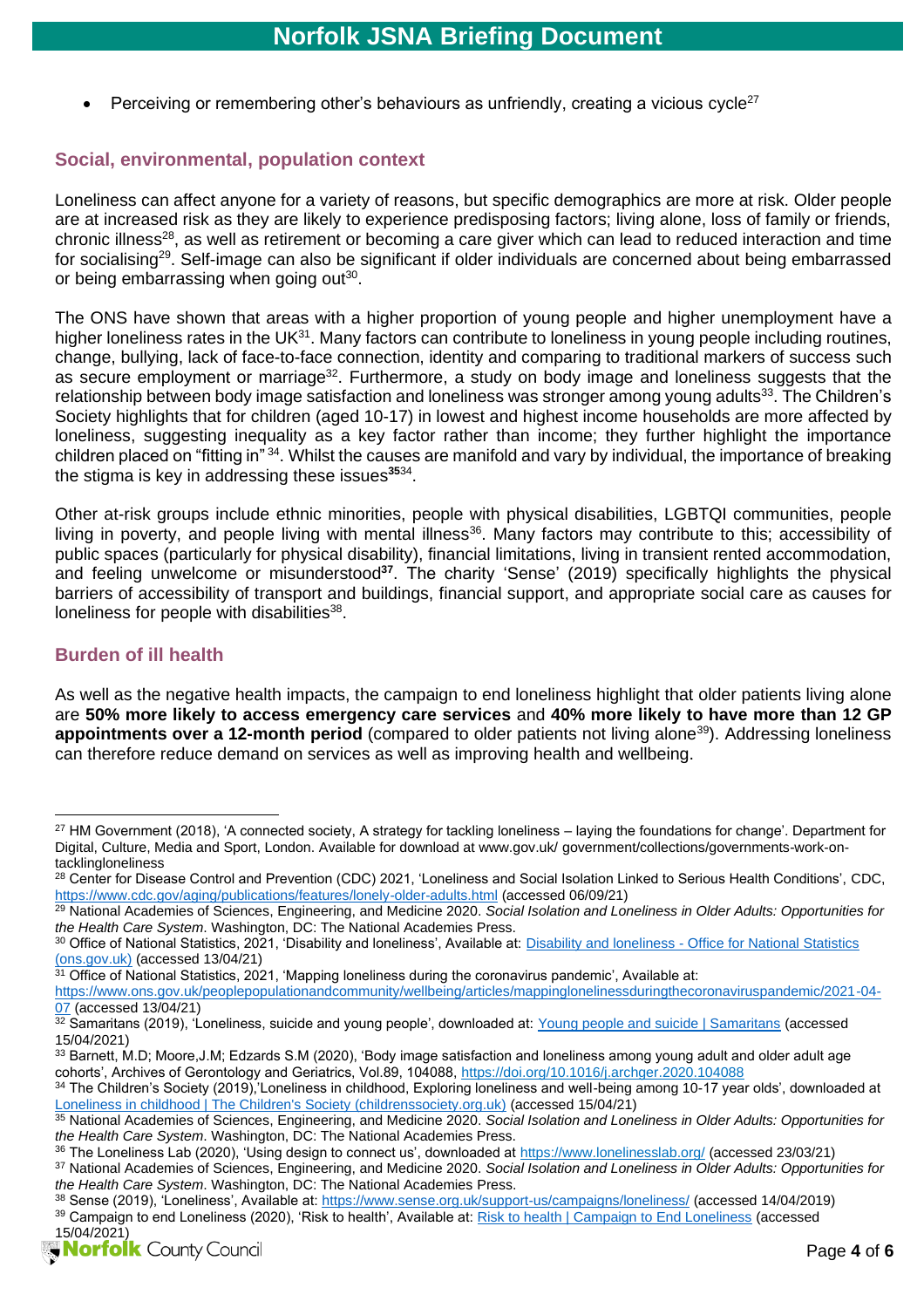- Perceiving or remembering other's behaviours as unfriendly, creating a vicious cycle[27]

## Social, environmental, population context

Loneliness can affect anyone for a variety of reasons, but specific demographics are more at risk. Older people are at increased risk as they are likely to experience predisposing factors; living alone, loss of family or friends, chronic illness[28], as well as retirement or becoming a care giver which can lead to reduced interaction and time for socialising[29]. Self-image can also be significant if older individuals are concerned about being embarrassed or being embarrassing when going out[30].

The ONS have shown that areas with a higher proportion of young people and higher unemployment have a higher loneliness rates in the UK[31]. Many factors can contribute to loneliness in young people including routines, change, bullying, lack of face-to-face connection, identity and comparing to traditional markers of success such as secure employment or marriage[32]. Furthermore, a study on body image and loneliness suggests that the relationship between body image satisfaction and loneliness was stronger among young adults[33]. The Children's Society highlights that for children (aged 10-17) in lowest and highest income households are more affected by loneliness, suggesting inequality as a key factor rather than income; they further highlight the importance children placed on "fitting in"[34]. Whilst the causes are manifold and vary by individual, the importance of breaking the stigma is key in addressing these issues[35][34].

Other at-risk groups include ethnic minorities, people with physical disabilities, LGBTQI communities, people living in poverty, and people living with mental illness[36]. Many factors may contribute to this; accessibility of public spaces (particularly for physical disability), financial limitations, living in transient rented accommodation, and feeling unwelcome or misunderstood[37]. The charity 'Sense' (2019) specifically highlights the physical barriers of accessibility of transport and buildings, financial support, and appropriate social care as causes for loneliness for people with disabilities[38].

## Burden of ill health

As well as the negative health impacts, the campaign to end loneliness highlight that older patients living alone are **50% more likely to access emergency care services** and **40% more likely to have more than 12 GP appointments over a 12-month period** (compared to older patients not living alone[39]). Addressing loneliness can therefore reduce demand on services as well as improving health and wellbeing.

---

[27] HM Government (2018), 'A connected society, A strategy for tackling loneliness – laying the foundations for change'. Department for Digital, Culture, Media and Sport, London. Available for download at www.gov.uk/ government/collections/governments-work-on-tacklingloneliness

[28] Center for Disease Control and Prevention (CDC) 2021, 'Loneliness and Social Isolation Linked to Serious Health Conditions', CDC, https://www.cdc.gov/aging/publications/features/lonely-older-adults.html (accessed 06/09/21)

[29] National Academies of Sciences, Engineering, and Medicine 2020. *Social Isolation and Loneliness in Older Adults: Opportunities for the Health Care System*. Washington, DC: The National Academies Press.

[30] Office of National Statistics, 2021, 'Disability and loneliness', Available at: Disability and loneliness - Office for National Statistics (ons.gov.uk) (accessed 13/04/21)

[31] Office of National Statistics, 2021, 'Mapping loneliness during the coronavirus pandemic', Available at: https://www.ons.gov.uk/peoplepopulationandcommunity/wellbeing/articles/mappinglonelinessduringthecoronaviruspandemic/2021-04-07 (accessed 13/04/21)

[32] Samaritans (2019), 'Loneliness, suicide and young people', downloaded at: Young people and suicide | Samaritans (accessed 15/04/2021)

[33] Barnett, M.D; Moore,J.M; Edzards S.M (2020), 'Body image satisfaction and loneliness among young adult and older adult age cohorts', Archives of Gerontology and Geriatrics, Vol.89, 104088, https://doi.org/10.1016/j.archger.2020.104088

[34] The Children's Society (2019),'Loneliness in childhood, Exploring loneliness and well-being among 10-17 year olds', downloaded at Loneliness in childhood | The Children's Society (childrenssociety.org.uk) (accessed 15/04/21)

[35] National Academies of Sciences, Engineering, and Medicine 2020. *Social Isolation and Loneliness in Older Adults: Opportunities for the Health Care System*. Washington, DC: The National Academies Press.

[36] The Loneliness Lab (2020), 'Using design to connect us', downloaded at https://www.lonelinesslab.org/ (accessed 23/03/21)

[37] National Academies of Sciences, Engineering, and Medicine 2020. *Social Isolation and Loneliness in Older Adults: Opportunities for the Health Care System*. Washington, DC: The National Academies Press.

[38] Sense (2019), 'Loneliness', Available at: https://www.sense.org.uk/support-us/campaigns/loneliness/ (accessed 14/04/2019)

[39] Campaign to end Loneliness (2020), 'Risk to health', Available at: Risk to health | Campaign to End Loneliness (accessed 15/04/2021)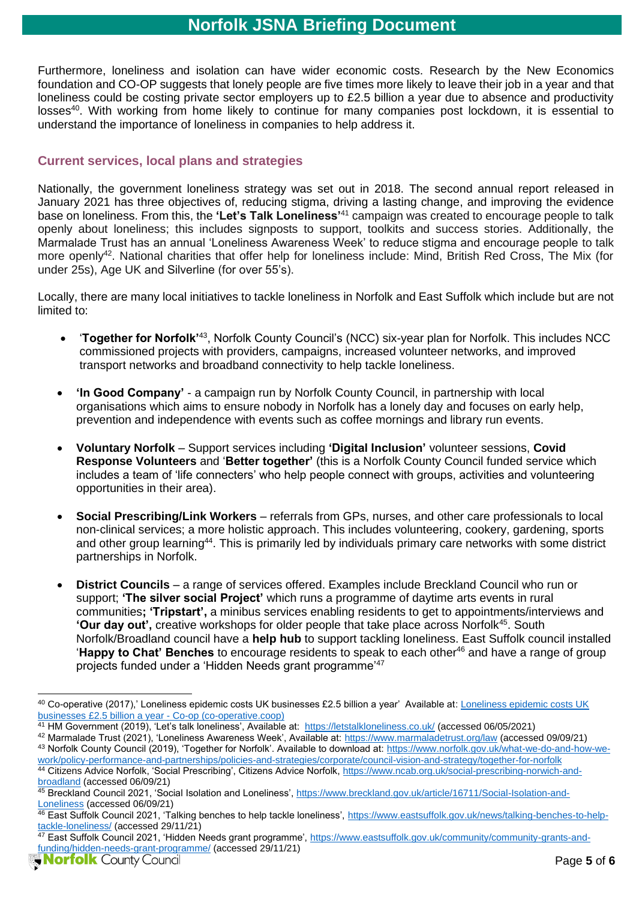Furthermore, loneliness and isolation can have wider economic costs. Research by the New Economics foundation and CO-OP suggests that lonely people are five times more likely to leave their job in a year and that loneliness could be costing private sector employers up to £2.5 billion a year due to absence and productivity losses[40]. With working from home likely to continue for many companies post lockdown, it is essential to understand the importance of loneliness in companies to help address it.

## Current services, local plans and strategies

Nationally, the government loneliness strategy was set out in 2018. The second annual report released in January 2021 has three objectives of, reducing stigma, driving a lasting change, and improving the evidence base on loneliness. From this, the **'Let's Talk Loneliness'**[41] campaign was created to encourage people to talk openly about loneliness; this includes signposts to support, toolkits and success stories. Additionally, the Marmalade Trust has an annual 'Loneliness Awareness Week' to reduce stigma and encourage people to talk more openly[42]. National charities that offer help for loneliness include: Mind, British Red Cross, The Mix (for under 25s), Age UK and Silverline (for over 55's).

Locally, there are many local initiatives to tackle loneliness in Norfolk and East Suffolk which include but are not limited to:

- '**Together for Norfolk'**[43], Norfolk County Council's (NCC) six-year plan for Norfolk. This includes NCC commissioned projects with providers, campaigns, increased volunteer networks, and improved transport networks and broadband connectivity to help tackle loneliness.
- **'In Good Company'** - a campaign run by Norfolk County Council, in partnership with local organisations which aims to ensure nobody in Norfolk has a lonely day and focuses on early help, prevention and independence with events such as coffee mornings and library run events.
- **Voluntary Norfolk** – Support services including **'Digital Inclusion'** volunteer sessions, **Covid Response Volunteers** and '**Better together'** (this is a Norfolk County Council funded service which includes a team of 'life connecters' who help people connect with groups, activities and volunteering opportunities in their area).
- **Social Prescribing/Link Workers** – referrals from GPs, nurses, and other care professionals to local non-clinical services; a more holistic approach. This includes volunteering, cookery, gardening, sports and other group learning[44]. This is primarily led by individuals primary care networks with some district partnerships in Norfolk.
- **District Councils** – a range of services offered. Examples include Breckland Council who run or support; **'The silver social Project'** which runs a programme of daytime arts events in rural communities**; 'Tripstart',** a minibus services enabling residents to get to appointments/interviews and **'Our day out',** creative workshops for older people that take place across Norfolk[45]. South Norfolk/Broadland council have a **help hub** to support tackling loneliness. East Suffolk council installed '**Happy to Chat' Benches** to encourage residents to speak to each other[46] and have a range of group projects funded under a 'Hidden Needs grant programme'[47]

---

[40] Co-operative (2017),' Loneliness epidemic costs UK businesses £2.5 billion a year' Available at: Loneliness epidemic costs UK businesses £2.5 billion a year - Co-op (co-operative.coop)

[41] HM Government (2019), 'Let's talk loneliness', Available at: https://letstalkloneliness.co.uk/ (accessed 06/05/2021)

[42] Marmalade Trust (2021), 'Loneliness Awareness Week', Available at: https://www.marmaladetrust.org/law (accessed 09/09/21)

[43] Norfolk County Council (2019), 'Together for Norfolk'. Available to download at: https://www.norfolk.gov.uk/what-we-do-and-how-we-work/policy-performance-and-partnerships/policies-and-strategies/corporate/council-vision-and-strategy/together-for-norfolk

[44] Citizens Advice Norfolk, 'Social Prescribing', Citizens Advice Norfolk, https://www.ncab.org.uk/social-prescribing-norwich-and-broadland (accessed 06/09/21)

[45] Breckland Council 2021, 'Social Isolation and Loneliness', https://www.breckland.gov.uk/article/16711/Social-Isolation-and-Loneliness (accessed 06/09/21)

[46] East Suffolk Council 2021, 'Talking benches to help tackle loneliness', https://www.eastsuffolk.gov.uk/news/talking-benches-to-help-tackle-loneliness/ (accessed 29/11/21)

[47] East Suffolk Council 2021, 'Hidden Needs grant programme', https://www.eastsuffolk.gov.uk/community/community-grants-and-funding/hidden-needs-grant-programme/ (accessed 29/11/21)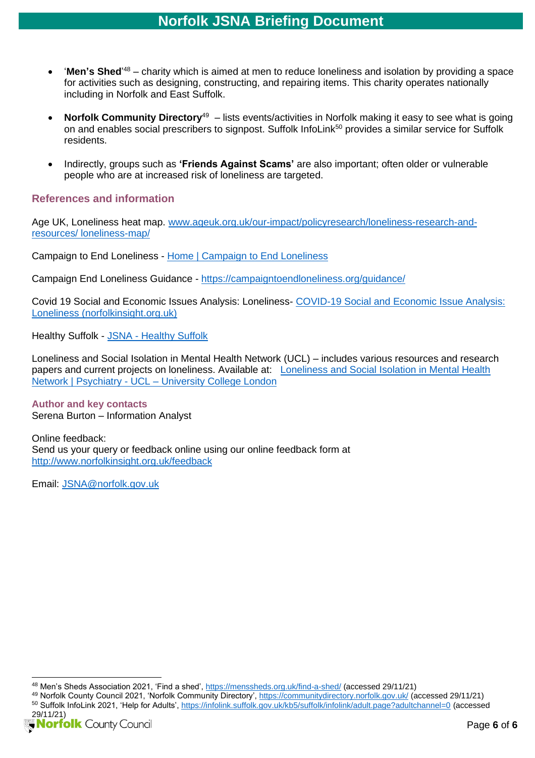- '**Men's Shed**'[48] – charity which is aimed at men to reduce loneliness and isolation by providing a space for activities such as designing, constructing, and repairing items. This charity operates nationally including in Norfolk and East Suffolk.

- **Norfolk Community Directory**[49] – lists events/activities in Norfolk making it easy to see what is going on and enables social prescribers to signpost. Suffolk InfoLink[50] provides a similar service for Suffolk residents.

- Indirectly, groups such as **'Friends Against Scams'** are also important; often older or vulnerable people who are at increased risk of loneliness are targeted.

## References and information

Age UK, Loneliness heat map. www.ageuk.org.uk/our-impact/policyresearch/loneliness-research-and-resources/ loneliness-map/

Campaign to End Loneliness - Home | Campaign to End Loneliness

Campaign End Loneliness Guidance - https://campaigntoendloneliness.org/guidance/

Covid 19 Social and Economic Issues Analysis: Loneliness- COVID-19 Social and Economic Issue Analysis: Loneliness (norfolkinsight.org.uk)

Healthy Suffolk - JSNA - Healthy Suffolk

Loneliness and Social Isolation in Mental Health Network (UCL) – includes various resources and research papers and current projects on loneliness. Available at: Loneliness and Social Isolation in Mental Health Network | Psychiatry - UCL – University College London

### Author and key contacts

Serena Burton – Information Analyst

Online feedback:
Send us your query or feedback online using our online feedback form at http://www.norfolkinsight.org.uk/feedback

Email: JSNA@norfolk.gov.uk

---

[48] Men's Sheds Association 2021, 'Find a shed', https://menssheds.org.uk/find-a-shed/ (accessed 29/11/21)
[49] Norfolk County Council 2021, 'Norfolk Community Directory', https://communitydirectory.norfolk.gov.uk/ (accessed 29/11/21)
[50] Suffolk InfoLink 2021, 'Help for Adults', https://infolink.suffolk.gov.uk/kb5/suffolk/infolink/adult.page?adultchannel=0 (accessed 29/11/21)